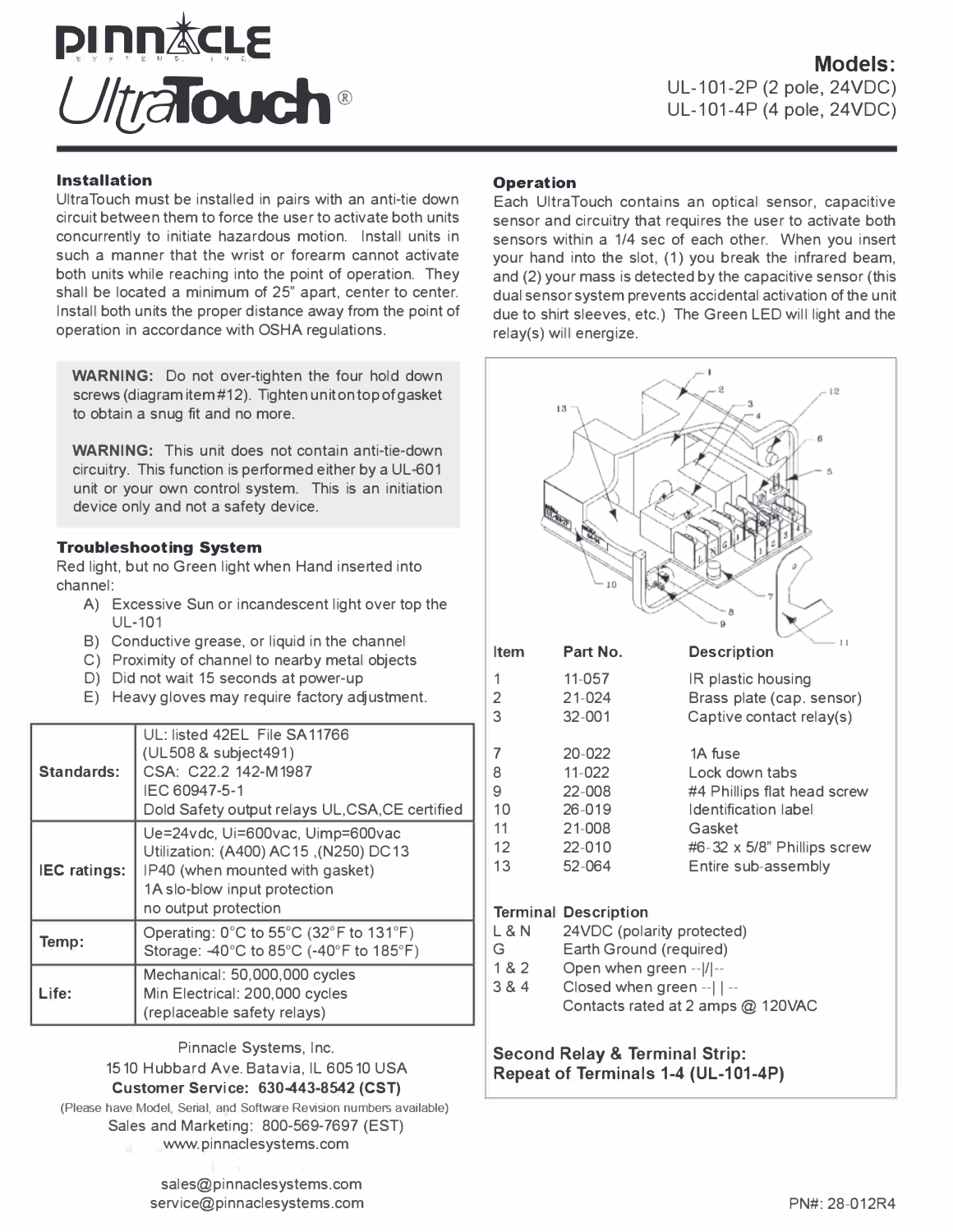# Pinnacle Systems, Inc. UltraTouch®

## Models:
UL-101-2P (2 pole, 24VDC)
UL-101-4P (4 pole, 24VDC)

### Installation

UltraTouch must be installed in pairs with an anti-tie down circuit between them to force the user to activate both units concurrently to initiate hazardous motion. Install units in such a manner that the wrist or forearm cannot activate both units while reaching into the point of operation. They shall be located a minimum of 25" apart, center to center. Install both units the proper distance away from the point of operation in accordance with OSHA regulations.

> **WARNING:** Do not over-tighten the four hold down screws (diagram item #12). Tighten unit on top of gasket to obtain a snug fit and no more.
>
> **WARNING:** This unit does not contain anti-tie-down circuitry. This function is performed either by a UL-601 unit or your own control system. This is an initiation device only and not a safety device.

### Troubleshooting System

Red light, but no Green light when Hand inserted into channel:

- A) Excessive Sun or incandescent light over top the UL-101
- B) Conductive grease, or liquid in the channel
- C) Proximity of channel to nearby metal objects
- D) Did not wait 15 seconds at power-up
- E) Heavy gloves may require factory adjustment.

| | |
|---|---|
| **Standards:** | UL: listed 42EL File SA11766 (UL508 & subject491)<br>CSA: C22.2 142-M1987<br>IEC 60947-5-1<br>Dold Safety output relays UL,CSA,CE certified |
| **IEC ratings:** | Ue=24vdc, Ui=600vac, Uimp=600vac<br>Utilization: (A400) AC15 ,(N250) DC13<br>IP40 (when mounted with gasket)<br>1A slo-blow input protection<br>no output protection |
| **Temp:** | Operating: 0°C to 55°C (32°F to 131°F)<br>Storage: -40°C to 85°C (-40°F to 185°F) |
| **Life:** | Mechanical: 50,000,000 cycles<br>Min Electrical: 200,000 cycles<br>(replaceable safety relays) |

### Operation

Each UltraTouch contains an optical sensor, capacitive sensor and circuitry that requires the user to activate both sensors within a 1/4 sec of each other. When you insert your hand into the slot, (1) you break the infrared beam, and (2) your mass is detected by the capacitive sensor (this dual sensor system prevents accidental activation of the unit due to shirt sleeves, etc.) The Green LED will light and the relay(s) will energize.

| Item | Part No. | Description |
|---|---|---|
| 1 | 11-057 | IR plastic housing |
| 2 | 21-024 | Brass plate (cap. sensor) |
| 3 | 32-001 | Captive contact relay(s) |
| 7 | 20-022 | 1A fuse |
| 8 | 11-022 | Lock down tabs |
| 9 | 22-008 | #4 Phillips flat head screw |
| 10 | 26-019 | Identification label |
| 11 | 21-008 | Gasket |
| 12 | 22-010 | #6-32 x 5/8" Phillips screw |
| 13 | 52-064 | Entire sub-assembly |

| Terminal | Description |
|---|---|
| L & N | 24VDC (polarity protected) |
| G | Earth Ground (required) |
| 1 & 2 | Open when green --\|/\|-- |
| 3 & 4 | Closed when green --\| \|-- |
| | Contacts rated at 2 amps @ 120VAC |

**Second Relay & Terminal Strip:**
**Repeat of Terminals 1-4 (UL-101-4P)**

Pinnacle Systems, Inc.
1510 Hubbard Ave. Batavia, IL 60510 USA
**Customer Service: 630-443-8542 (CST)**
(Please have Model, Serial, and Software Revision numbers available)
Sales and Marketing: 800-569-7697 (EST)
www.pinnaclesystems.com

sales@pinnaclesystems.com
service@pinnaclesystems.com

PN#: 28-012R4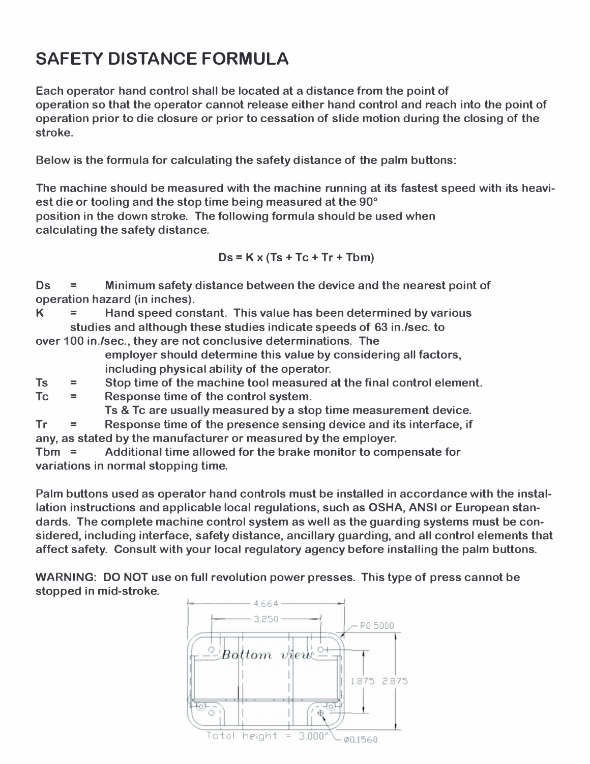# SAFETY DISTANCE FORMULA

Each operator hand control shall be located at a distance from the point of operation so that the operator cannot release either hand control and reach into the point of operation prior to die closure or prior to cessation of slide motion during the closing of the stroke.

Below is the formula for calculating the safety distance of the palm buttons:

The machine should be measured with the machine running at its fastest speed with its heaviest die or tooling and the stop time being measured at the 90° position in the down stroke. The following formula should be used when calculating the safety distance.

$$Ds = K \times (Ts + Tc + Tr + Tbm)$$

Ds = Minimum safety distance between the device and the nearest point of operation hazard (in inches).

K = Hand speed constant. This value has been determined by various studies and although these studies indicate speeds of 63 in./sec. to over 100 in./sec., they are not conclusive determinations. The employer should determine this value by considering all factors, including physical ability of the operator.

Ts = Stop time of the machine tool measured at the final control element.

Tc = Response time of the control system.
Ts & Tc are usually measured by a stop time measurement device.

Tr = Response time of the presence sensing device and its interface, if any, as stated by the manufacturer or measured by the employer.

Tbm = Additional time allowed for the brake monitor to compensate for variations in normal stopping time.

Palm buttons used as operator hand controls must be installed in accordance with the installation instructions and applicable local regulations, such as OSHA, ANSI or European standards. The complete machine control system as well as the guarding systems must be considered, including interface, safety distance, ancillary guarding, and all control elements that affect safety. Consult with your local regulatory agency before installing the palm buttons.

**WARNING: DO NOT** use on full revolution power presses. This type of press cannot be stopped in mid-stroke.

4.664

3.250

R0.5000

Bottom view

1.875

2.875

Total height = 3.000"

Ø0.1560